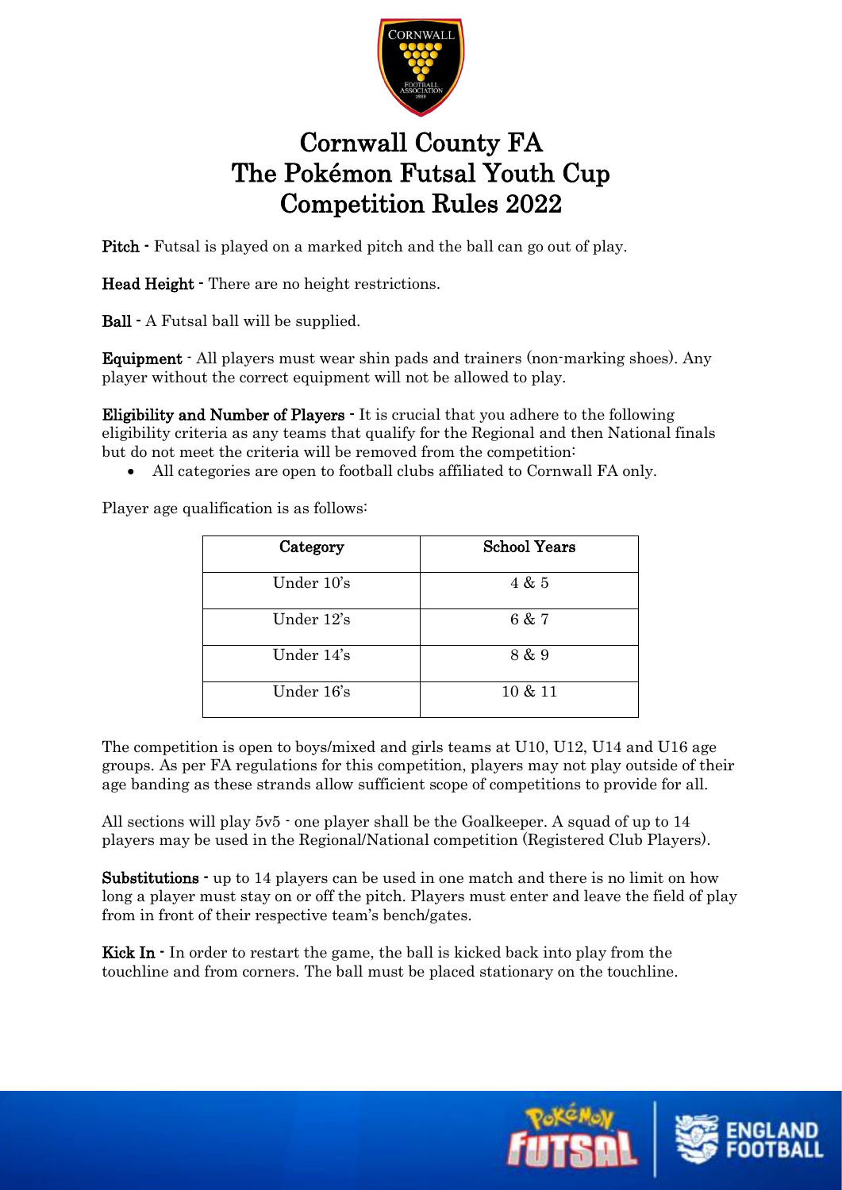# Cornwall County FA
# The Pokémon Futsal Youth Cup
# Competition Rules 2022

**Pitch** - Futsal is played on a marked pitch and the ball can go out of play.

**Head Height** - There are no height restrictions.

**Ball** - A Futsal ball will be supplied.

**Equipment** - All players must wear shin pads and trainers (non-marking shoes). Any player without the correct equipment will not be allowed to play.

**Eligibility and Number of Players** - It is crucial that you adhere to the following eligibility criteria as any teams that qualify for the Regional and then National finals but do not meet the criteria will be removed from the competition:

- All categories are open to football clubs affiliated to Cornwall FA only.

Player age qualification is as follows:

| Category | School Years |
|---|---|
| Under 10's | 4 & 5 |
| Under 12's | 6 & 7 |
| Under 14's | 8 & 9 |
| Under 16's | 10 & 11 |

The competition is open to boys/mixed and girls teams at U10, U12, U14 and U16 age groups. As per FA regulations for this competition, players may not play outside of their age banding as these strands allow sufficient scope of competitions to provide for all.

All sections will play 5v5 - one player shall be the Goalkeeper. A squad of up to 14 players may be used in the Regional/National competition (Registered Club Players).

**Substitutions** - up to 14 players can be used in one match and there is no limit on how long a player must stay on or off the pitch. Players must enter and leave the field of play from in front of their respective team's bench/gates.

**Kick In** - In order to restart the game, the ball is kicked back into play from the touchline and from corners. The ball must be placed stationary on the touchline.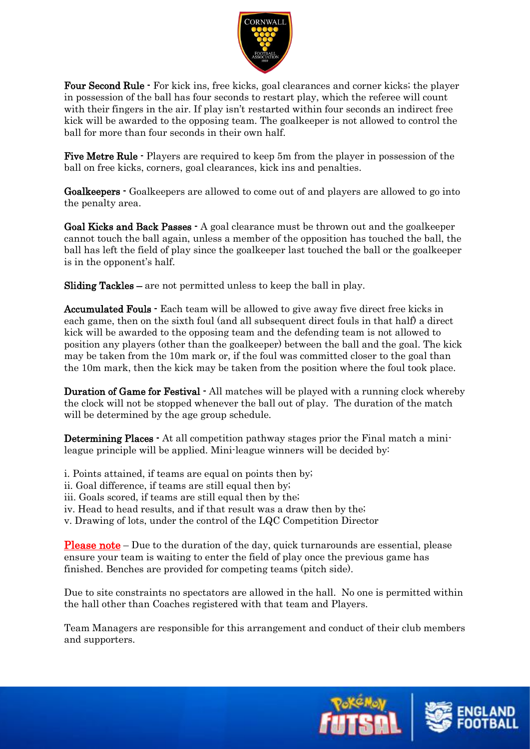**Four Second Rule** - For kick ins, free kicks, goal clearances and corner kicks; the player in possession of the ball has four seconds to restart play, which the referee will count with their fingers in the air. If play isn't restarted within four seconds an indirect free kick will be awarded to the opposing team. The goalkeeper is not allowed to control the ball for more than four seconds in their own half.

**Five Metre Rule** - Players are required to keep 5m from the player in possession of the ball on free kicks, corners, goal clearances, kick ins and penalties.

**Goalkeepers** - Goalkeepers are allowed to come out of and players are allowed to go into the penalty area.

**Goal Kicks and Back Passes** - A goal clearance must be thrown out and the goalkeeper cannot touch the ball again, unless a member of the opposition has touched the ball, the ball has left the field of play since the goalkeeper last touched the ball or the goalkeeper is in the opponent's half.

**Sliding Tackles** – are not permitted unless to keep the ball in play.

**Accumulated Fouls** - Each team will be allowed to give away five direct free kicks in each game, then on the sixth foul (and all subsequent direct fouls in that half) a direct kick will be awarded to the opposing team and the defending team is not allowed to position any players (other than the goalkeeper) between the ball and the goal. The kick may be taken from the 10m mark or, if the foul was committed closer to the goal than the 10m mark, then the kick may be taken from the position where the foul took place.

**Duration of Game for Festival** - All matches will be played with a running clock whereby the clock will not be stopped whenever the ball out of play. The duration of the match will be determined by the age group schedule.

**Determining Places** - At all competition pathway stages prior the Final match a mini-league principle will be applied. Mini-league winners will be decided by:

i. Points attained, if teams are equal on points then by;
ii. Goal difference, if teams are still equal then by;
iii. Goals scored, if teams are still equal then by the;
iv. Head to head results, and if that result was a draw then by the;
v. Drawing of lots, under the control of the LQC Competition Director

**Please note** – Due to the duration of the day, quick turnarounds are essential, please ensure your team is waiting to enter the field of play once the previous game has finished. Benches are provided for competing teams (pitch side).

Due to site constraints no spectators are allowed in the hall. No one is permitted within the hall other than Coaches registered with that team and Players.

Team Managers are responsible for this arrangement and conduct of their club members and supporters.